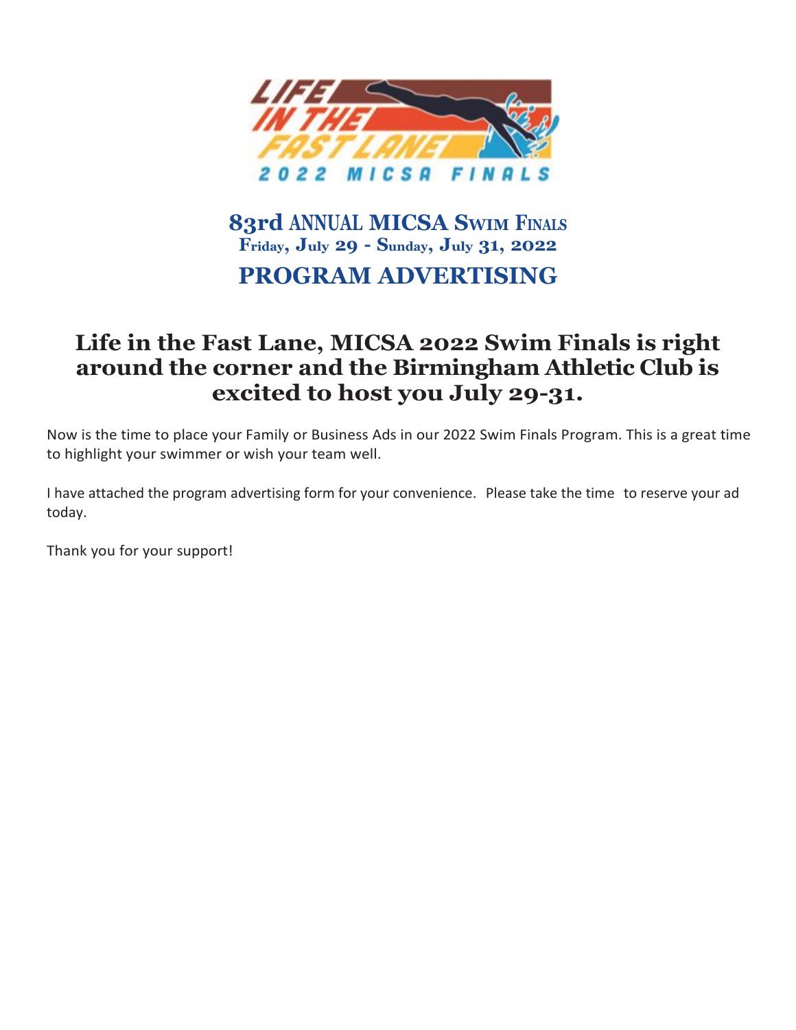# 83rd ANNUAL MICSA Swim Finals

### Friday, July 29 - Sunday, July 31, 2022

## PROGRAM ADVERTISING

## Life in the Fast Lane, MICSA 2022 Swim Finals is right around the corner and the Birmingham Athletic Club is excited to host you July 29-31.

Now is the time to place your Family or Business Ads in our 2022 Swim Finals Program. This is a great time to highlight your swimmer or wish your team well.

I have attached the program advertising form for your convenience. Please take the time to reserve your ad today.

Thank you for your support!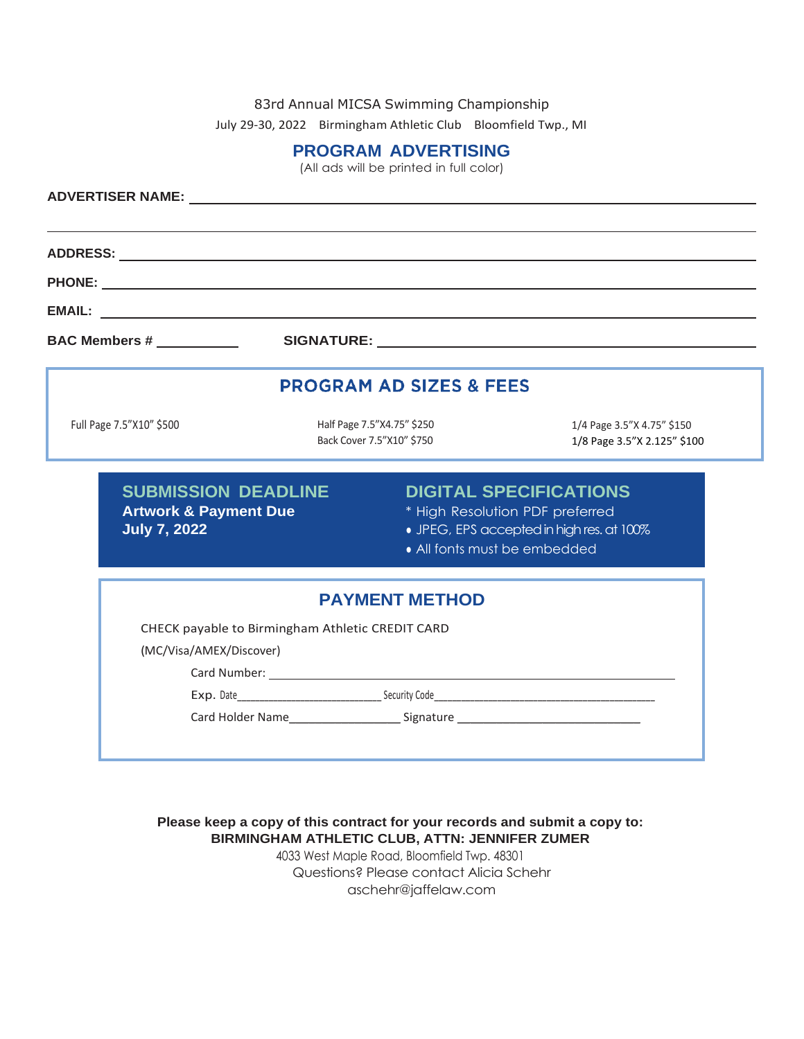83rd Annual MICSA Swimming Championship

July 29-30, 2022 Birmingham Athletic Club Bloomfield Twp., MI

## PROGRAM ADVERTISING

(All ads will be printed in full color)

**ADVERTISER NAME:** ______________________________________________

______________________________________________

**ADDRESS:** ______________________________________________

**PHONE:** ______________________________________________

**EMAIL:** ______________________________________________

**BAC Members #** __________ **SIGNATURE:** ______________________________

## PROGRAM AD SIZES & FEES

Full Page 7.5”X10” $500

Half Page 7.5”X4.75” $250

Back Cover 7.5”X10” $750

1/4 Page 3.5”X 4.75” $150

1/8 Page 3.5”X 2.125” $100

## SUBMISSION DEADLINE

**Artwork & Payment Due**
**July 7, 2022**

## DIGITAL SPECIFICATIONS

* High Resolution PDF preferred
- JPEG, EPS accepted in high res. at 100%
- All fonts must be embedded

## PAYMENT METHOD

CHECK payable to Birmingham Athletic CREDIT CARD

(MC/Visa/AMEX/Discover)

Card Number: ______________________________

Exp. Date______________________ Security Code______________________

Card Holder Name________________ Signature ______________________

**Please keep a copy of this contract for your records and submit a copy to:**
**BIRMINGHAM ATHLETIC CLUB, ATTN: JENNIFER ZUMER**

4033 West Maple Road, Bloomfield Twp. 48301

Questions? Please contact Alicia Schehr

aschehr@jaffelaw.com